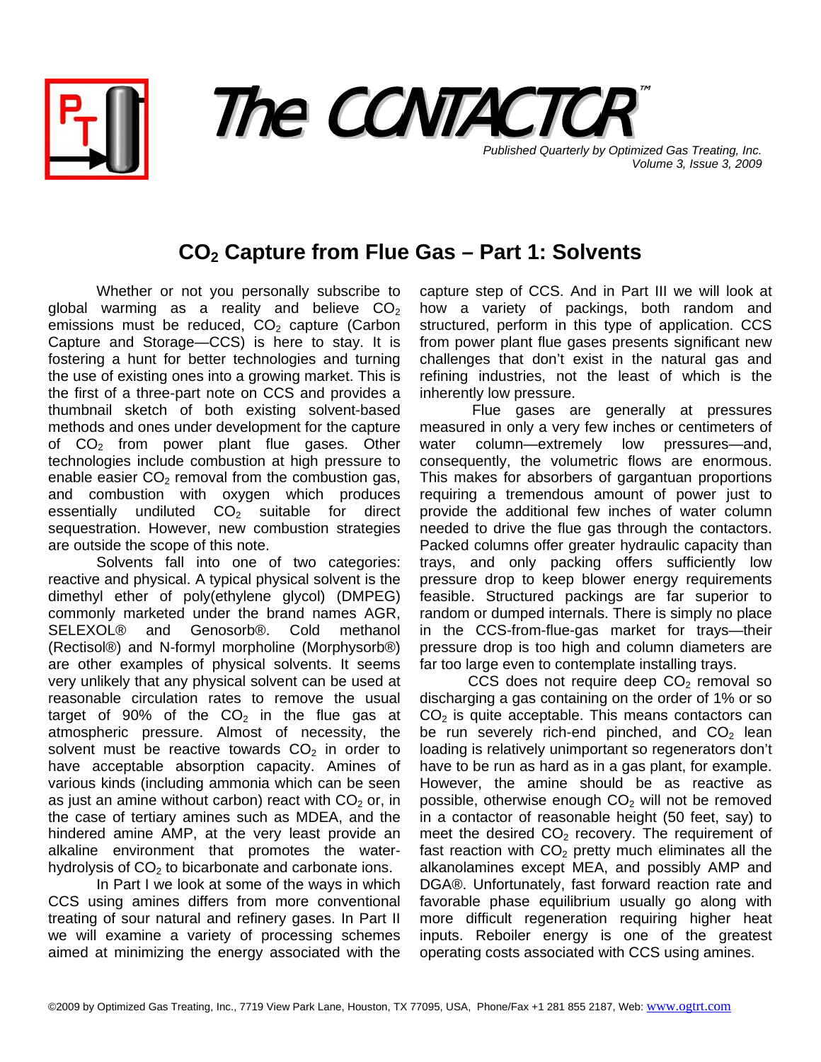# The CONTACTOR™

*Published Quarterly by Optimized Gas Treating, Inc.*
*Volume 3, Issue 3, 2009*

## $CO_2$ Capture from Flue Gas – Part 1: Solvents

Whether or not you personally subscribe to global warming as a reality and believe $CO_2$ emissions must be reduced, $CO_2$ capture (Carbon Capture and Storage—CCS) is here to stay. It is fostering a hunt for better technologies and turning the use of existing ones into a growing market. This is the first of a three-part note on CCS and provides a thumbnail sketch of both existing solvent-based methods and ones under development for the capture of $CO_2$ from power plant flue gases. Other technologies include combustion at high pressure to enable easier $CO_2$ removal from the combustion gas, and combustion with oxygen which produces essentially undiluted $CO_2$ suitable for direct sequestration. However, new combustion strategies are outside the scope of this note.

Solvents fall into one of two categories: reactive and physical. A typical physical solvent is the dimethyl ether of poly(ethylene glycol) (DMPEG) commonly marketed under the brand names AGR, SELEXOL® and Genosorb®. Cold methanol (Rectisol®) and N-formyl morpholine (Morphysorb®) are other examples of physical solvents. It seems very unlikely that any physical solvent can be used at reasonable circulation rates to remove the usual target of 90% of the $CO_2$ in the flue gas at atmospheric pressure. Almost of necessity, the solvent must be reactive towards $CO_2$ in order to have acceptable absorption capacity. Amines of various kinds (including ammonia which can be seen as just an amine without carbon) react with $CO_2$ or, in the case of tertiary amines such as MDEA, and the hindered amine AMP, at the very least provide an alkaline environment that promotes the water-hydrolysis of $CO_2$ to bicarbonate and carbonate ions.

In Part I we look at some of the ways in which CCS using amines differs from more conventional treating of sour natural and refinery gases. In Part II we will examine a variety of processing schemes aimed at minimizing the energy associated with the capture step of CCS. And in Part III we will look at how a variety of packings, both random and structured, perform in this type of application. CCS from power plant flue gases presents significant new challenges that don't exist in the natural gas and refining industries, not the least of which is the inherently low pressure.

Flue gases are generally at pressures measured in only a very few inches or centimeters of water column—extremely low pressures—and, consequently, the volumetric flows are enormous. This makes for absorbers of gargantuan proportions requiring a tremendous amount of power just to provide the additional few inches of water column needed to drive the flue gas through the contactors. Packed columns offer greater hydraulic capacity than trays, and only packing offers sufficiently low pressure drop to keep blower energy requirements feasible. Structured packings are far superior to random or dumped internals. There is simply no place in the CCS-from-flue-gas market for trays—their pressure drop is too high and column diameters are far too large even to contemplate installing trays.

CCS does not require deep $CO_2$ removal so discharging a gas containing on the order of 1% or so $CO_2$ is quite acceptable. This means contactors can be run severely rich-end pinched, and $CO_2$ lean loading is relatively unimportant so regenerators don't have to be run as hard as in a gas plant, for example. However, the amine should be as reactive as possible, otherwise enough $CO_2$ will not be removed in a contactor of reasonable height (50 feet, say) to meet the desired $CO_2$ recovery. The requirement of fast reaction with $CO_2$ pretty much eliminates all the alkanolamines except MEA, and possibly AMP and DGA®. Unfortunately, fast forward reaction rate and favorable phase equilibrium usually go along with more difficult regeneration requiring higher heat inputs. Reboiler energy is one of the greatest operating costs associated with CCS using amines.

©2009 by Optimized Gas Treating, Inc., 7719 View Park Lane, Houston, TX 77095, USA, Phone/Fax +1 281 855 2187, Web: www.ogtrt.com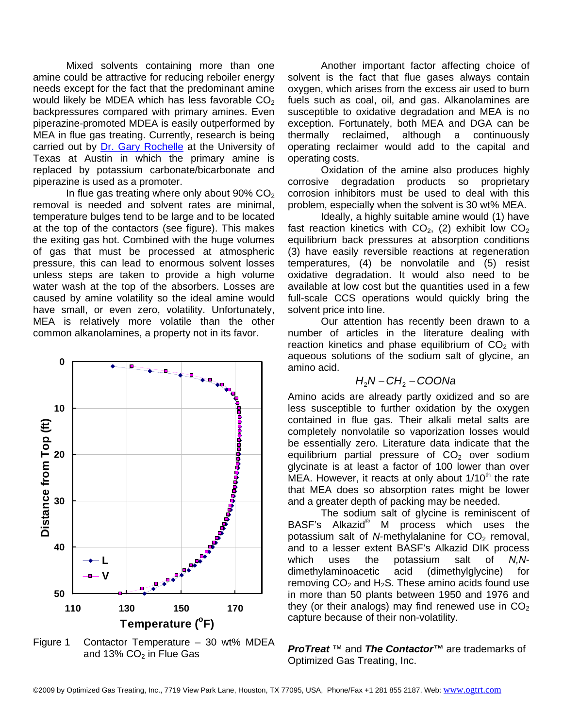Mixed solvents containing more than one amine could be attractive for reducing reboiler energy needs except for the fact that the predominant amine would likely be MDEA which has less favorable $CO_2$ backpressures compared with primary amines. Even piperazine-promoted MDEA is easily outperformed by MEA in flue gas treating. Currently, research is being carried out by Dr. Gary Rochelle at the University of Texas at Austin in which the primary amine is replaced by potassium carbonate/bicarbonate and piperazine is used as a promoter.

In flue gas treating where only about 90% $CO_2$ removal is needed and solvent rates are minimal, temperature bulges tend to be large and to be located at the top of the contactors (see figure). This makes the exiting gas hot. Combined with the huge volumes of gas that must be processed at atmospheric pressure, this can lead to enormous solvent losses unless steps are taken to provide a high volume water wash at the top of the absorbers. Losses are caused by amine volatility so the ideal amine would have small, or even zero, volatility. Unfortunately, MEA is relatively more volatile than the other common alkanolamines, a property not in its favor.

Distance from Top (ft)

0
10
20
30
40
50

110
130
150
170

Temperature (°F)

L
V

Figure 1 Contactor Temperature – 30 wt% MDEA and 13% $CO_2$ in Flue Gas

Another important factor affecting choice of solvent is the fact that flue gases always contain oxygen, which arises from the excess air used to burn fuels such as coal, oil, and gas. Alkanolamines are susceptible to oxidative degradation and MEA is no exception. Fortunately, both MEA and DGA can be thermally reclaimed, although a continuously operating reclaimer would add to the capital and operating costs.

Oxidation of the amine also produces highly corrosive degradation products so proprietary corrosion inhibitors must be used to deal with this problem, especially when the solvent is 30 wt% MEA.

Ideally, a highly suitable amine would (1) have fast reaction kinetics with $CO_2$, (2) exhibit low $CO_2$ equilibrium back pressures at absorption conditions (3) have easily reversible reactions at regeneration temperatures, (4) be nonvolatile and (5) resist oxidative degradation. It would also need to be available at low cost but the quantities used in a few full-scale CCS operations would quickly bring the solvent price into line.

Our attention has recently been drawn to a number of articles in the literature dealing with reaction kinetics and phase equilibrium of $CO_2$ with aqueous solutions of the sodium salt of glycine, an amino acid.

$$H_2N - CH_2 - COONa$$

Amino acids are already partly oxidized and so are less susceptible to further oxidation by the oxygen contained in flue gas. Their alkali metal salts are completely nonvolatile so vaporization losses would be essentially zero. Literature data indicate that the equilibrium partial pressure of $CO_2$ over sodium glycinate is at least a factor of 100 lower than over MEA. However, it reacts at only about 1/10$^{th}$ the rate that MEA does so absorption rates might be lower and a greater depth of packing may be needed.

The sodium salt of glycine is reminiscent of BASF's Alkazid® M process which uses the potassium salt of *N*-methylalanine for $CO_2$ removal, and to a lesser extent BASF's Alkazid DIK process which uses the potassium salt of *N,N*-dimethylaminoacetic acid (dimethylglycine) for removing $CO_2$ and $H_2S$. These amino acids found use in more than 50 plants between 1950 and 1976 and they (or their analogs) may find renewed use in $CO_2$ capture because of their non-volatility.

***ProTreat*** ™ and ***The Contactor™*** are trademarks of Optimized Gas Treating, Inc.

©2009 by Optimized Gas Treating, Inc., 7719 View Park Lane, Houston, TX 77095, USA, Phone/Fax +1 281 855 2187, Web: www.ogtrt.com